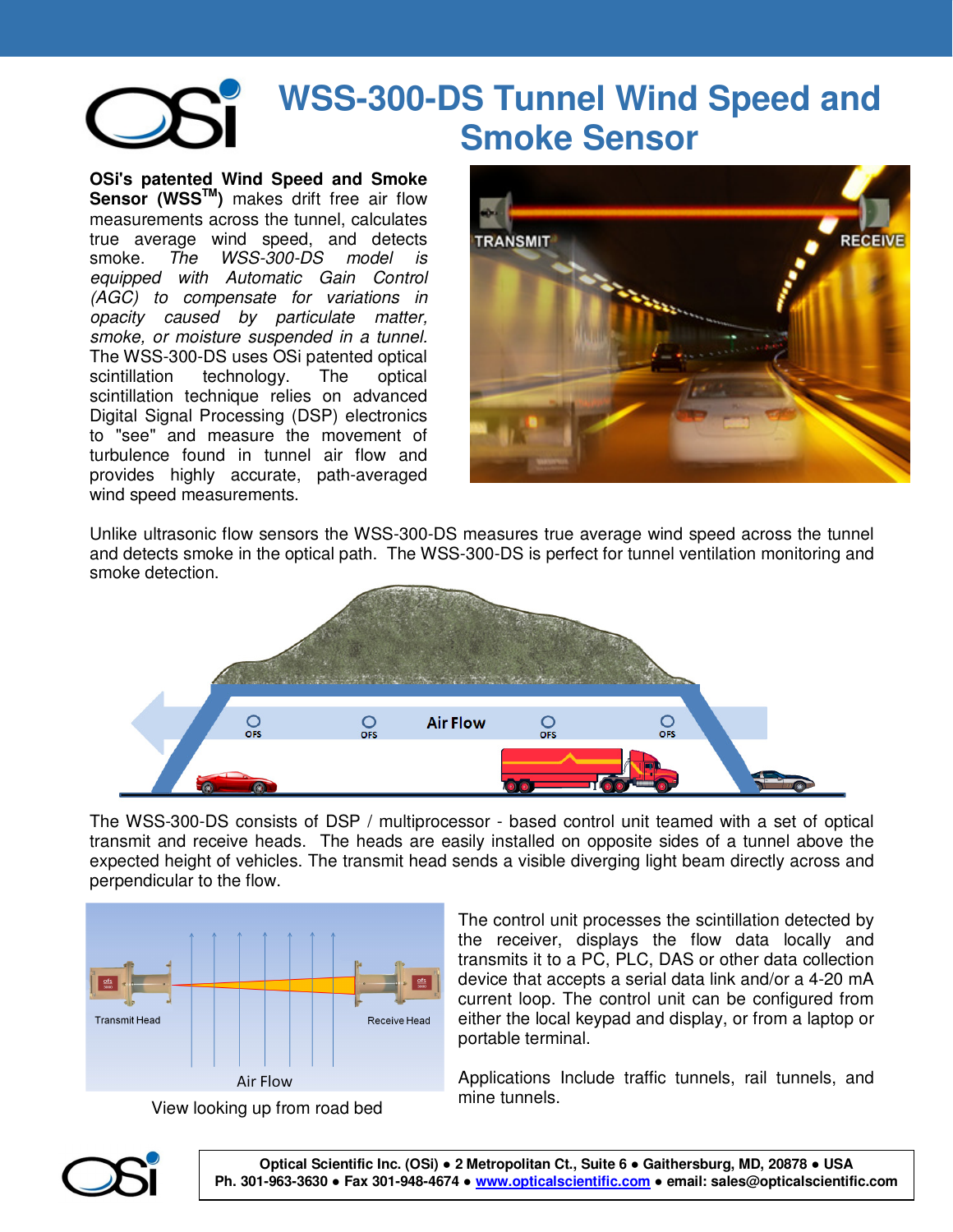# WSS-300-DS Tunnel Wind Speed and Smoke Sensor

**OSi's patented Wind Speed and Smoke Sensor (WSS[TM])** makes drift free air flow measurements across the tunnel, calculates true average wind speed, and detects smoke. *The WSS-300-DS model is equipped with Automatic Gain Control (AGC) to compensate for variations in opacity caused by particulate matter, smoke, or moisture suspended in a tunnel.* The WSS-300-DS uses OSi patented optical scintillation technology. The optical scintillation technique relies on advanced Digital Signal Processing (DSP) electronics to "see" and measure the movement of turbulence found in tunnel air flow and provides highly accurate, path-averaged wind speed measurements.

Unlike ultrasonic flow sensors the WSS-300-DS measures true average wind speed across the tunnel and detects smoke in the optical path. The WSS-300-DS is perfect for tunnel ventilation monitoring and smoke detection.

The WSS-300-DS consists of DSP / multiprocessor - based control unit teamed with a set of optical transmit and receive heads. The heads are easily installed on opposite sides of a tunnel above the expected height of vehicles. The transmit head sends a visible diverging light beam directly across and perpendicular to the flow.

View looking up from road bed

The control unit processes the scintillation detected by the receiver, displays the flow data locally and transmits it to a PC, PLC, DAS or other data collection device that accepts a serial data link and/or a 4-20 mA current loop. The control unit can be configured from either the local keypad and display, or from a laptop or portable terminal.

Applications Include traffic tunnels, rail tunnels, and mine tunnels.

**Optical Scientific Inc. (OSi) ● 2 Metropolitan Ct., Suite 6 ● Gaithersburg, MD, 20878 ● USA**
**Ph. 301-963-3630 ● Fax 301-948-4674 ● www.opticalscientific.com ● email: sales@opticalscientific.com**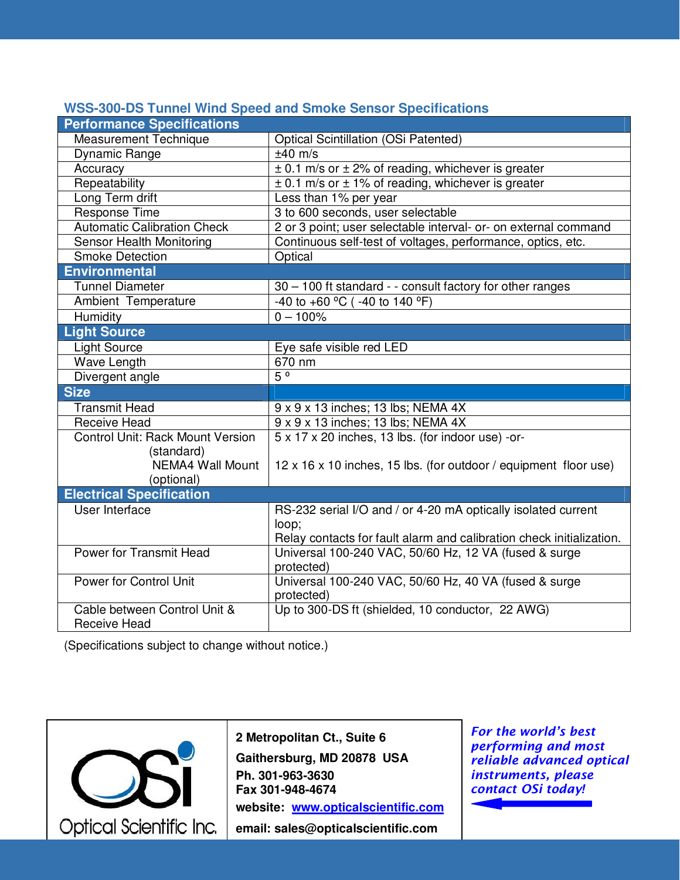## WSS-300-DS Tunnel Wind Speed and Smoke Sensor Specifications

| | |
|---|---|
| **Performance Specifications** | |
| Measurement Technique | Optical Scintillation (OSi Patented) |
| Dynamic Range | ±40 m/s |
| Accuracy | ± 0.1 m/s or ± 2% of reading, whichever is greater |
| Repeatability | ± 0.1 m/s or ± 1% of reading, whichever is greater |
| Long Term drift | Less than 1% per year |
| Response Time | 3 to 600 seconds, user selectable |
| Automatic Calibration Check | 2 or 3 point; user selectable interval- or- on external command |
| Sensor Health Monitoring | Continuous self-test of voltages, performance, optics, etc. |
| Smoke Detection | Optical |
| **Environmental** | |
| Tunnel Diameter | 30 – 100 ft standard - - consult factory for other ranges |
| Ambient Temperature | -40 to +60 ºC ( -40 to 140 ºF) |
| Humidity | 0 – 100% |
| **Light Source** | |
| Light Source | Eye safe visible red LED |
| Wave Length | 670 nm |
| Divergent angle | 5 º |
| **Size** | |
| Transmit Head | 9 x 9 x 13 inches; 13 lbs; NEMA 4X |
| Receive Head | 9 x 9 x 13 inches; 13 lbs; NEMA 4X |
| Control Unit: Rack Mount Version (standard) NEMA4 Wall Mount (optional) | 5 x 17 x 20 inches, 13 lbs. (for indoor use) -or- 12 x 16 x 10 inches, 15 lbs. (for outdoor / equipment floor use) |
| **Electrical Specification** | |
| User Interface | RS-232 serial I/O and / or 4-20 mA optically isolated current loop; Relay contacts for fault alarm and calibration check initialization. |
| Power for Transmit Head | Universal 100-240 VAC, 50/60 Hz, 12 VA (fused & surge protected) |
| Power for Control Unit | Universal 100-240 VAC, 50/60 Hz, 40 VA (fused & surge protected) |
| Cable between Control Unit & Receive Head | Up to 300-DS ft (shielded, 10 conductor, 22 AWG) |

(Specifications subject to change without notice.)

OSi Optical Scientific Inc.

**2 Metropolitan Ct., Suite 6**

**Gaithersburg, MD 20878 USA**

**Ph. 301-963-3630**
**Fax 301-948-4674**

**website: www.opticalscientific.com**

**email: sales@opticalscientific.com**

***For the world's best performing and most reliable advanced optical instruments, please contact OSi today!***